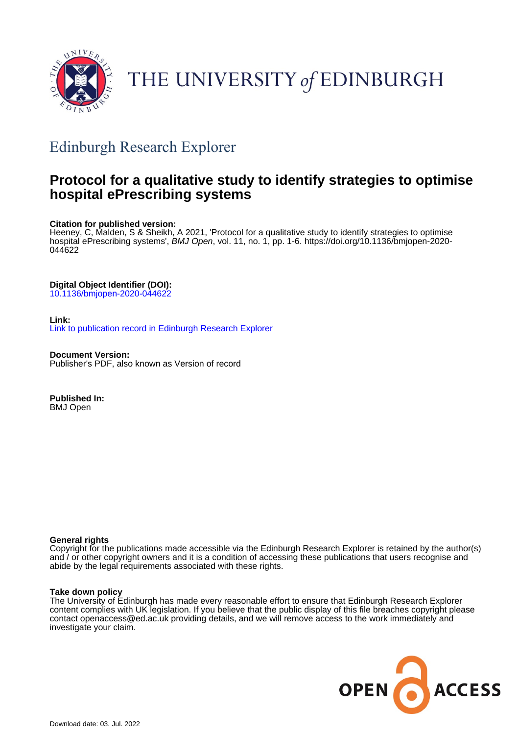THE UNIVERSITY of EDINBURGH

## Edinburgh Research Explorer

# Protocol for a qualitative study to identify strategies to optimise hospital ePrescribing systems

**Citation for published version:**
Heeney, C, Malden, S & Sheikh, A 2021, 'Protocol for a qualitative study to identify strategies to optimise hospital ePrescribing systems', *BMJ Open*, vol. 11, no. 1, pp. 1-6. https://doi.org/10.1136/bmjopen-2020-044622

**Digital Object Identifier (DOI):**
10.1136/bmjopen-2020-044622

**Link:**
Link to publication record in Edinburgh Research Explorer

**Document Version:**
Publisher's PDF, also known as Version of record

**Published In:**
BMJ Open

**General rights**
Copyright for the publications made accessible via the Edinburgh Research Explorer is retained by the author(s) and / or other copyright owners and it is a condition of accessing these publications that users recognise and abide by the legal requirements associated with these rights.

**Take down policy**
The University of Edinburgh has made every reasonable effort to ensure that Edinburgh Research Explorer content complies with UK legislation. If you believe that the public display of this file breaches copyright please contact openaccess@ed.ac.uk providing details, and we will remove access to the work immediately and investigate your claim.

OPEN ACCESS

Download date: 03. Jul. 2022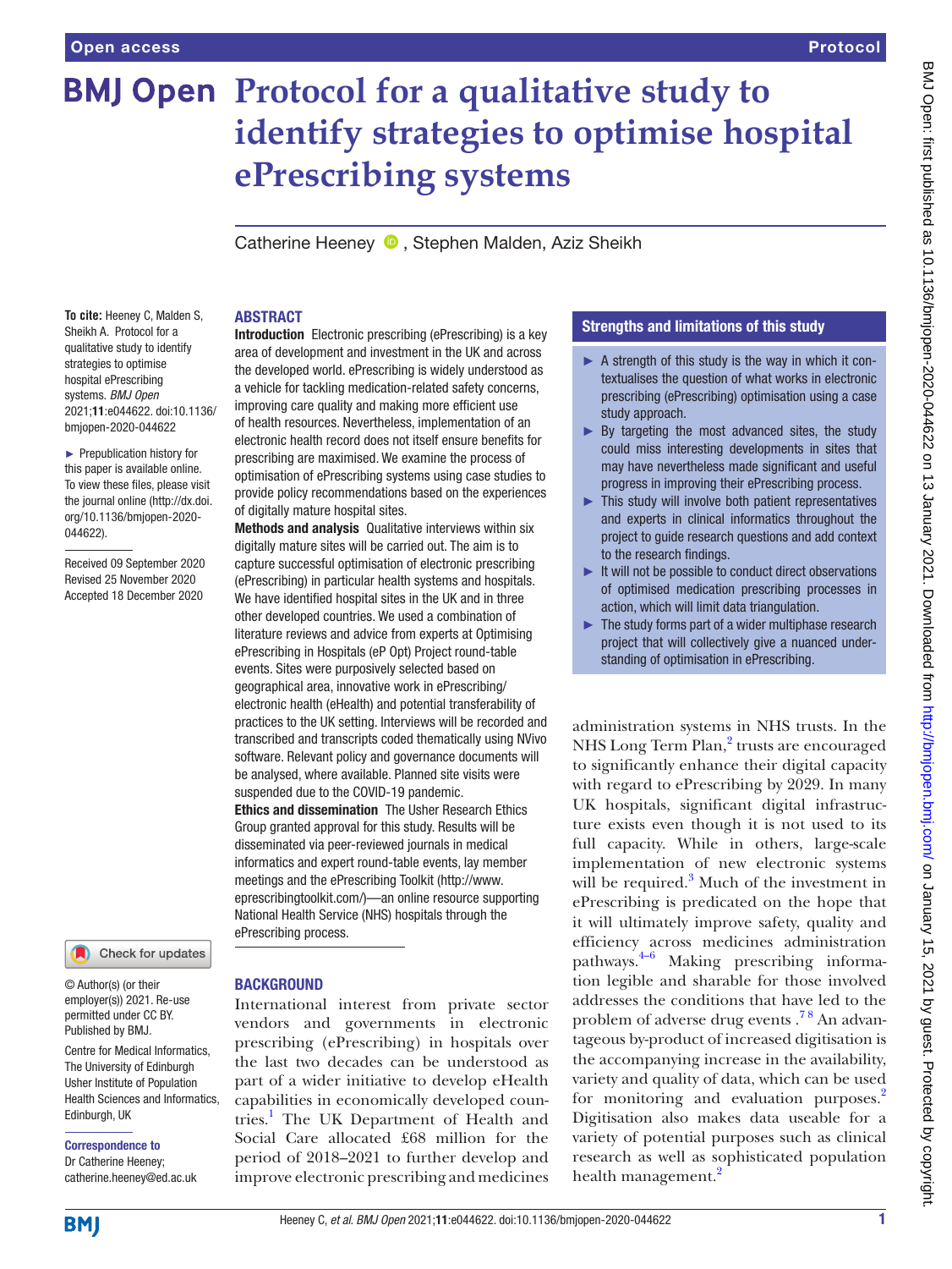# Protocol for a qualitative study to identify strategies to optimise hospital ePrescribing systems

Catherine Heeney, Stephen Malden, Aziz Sheikh

**To cite:** Heeney C, Malden S, Sheikh A. Protocol for a qualitative study to identify strategies to optimise hospital ePrescribing systems. *BMJ Open* 2021;**11**:e044622. doi:10.1136/bmjopen-2020-044622

► Prepublication history for this paper is available online. To view these files, please visit the journal online (http://dx.doi.org/10.1136/bmjopen-2020-044622).

Received 09 September 2020
Revised 25 November 2020
Accepted 18 December 2020

© Author(s) (or their employer(s)) 2021. Re-use permitted under CC BY. Published by BMJ.

Centre for Medical Informatics, The University of Edinburgh Usher Institute of Population Health Sciences and Informatics, Edinburgh, UK

**Correspondence to**
Dr Catherine Heeney; catherine.heeney@ed.ac.uk

## ABSTRACT

**Introduction** Electronic prescribing (ePrescribing) is a key area of development and investment in the UK and across the developed world. ePrescribing is widely understood as a vehicle for tackling medication-related safety concerns, improving care quality and making more efficient use of health resources. Nevertheless, implementation of an electronic health record does not itself ensure benefits for prescribing are maximised. We examine the process of optimisation of ePrescribing systems using case studies to provide policy recommendations based on the experiences of digitally mature hospital sites.

**Methods and analysis** Qualitative interviews within six digitally mature sites will be carried out. The aim is to capture successful optimisation of electronic prescribing (ePrescribing) in particular health systems and hospitals. We have identified hospital sites in the UK and in three other developed countries. We used a combination of literature reviews and advice from experts at Optimising ePrescribing in Hospitals (eP Opt) Project round-table events. Sites were purposively selected based on geographical area, innovative work in ePrescribing/electronic health (eHealth) and potential transferability of practices to the UK setting. Interviews will be recorded and transcribed and transcripts coded thematically using NVivo software. Relevant policy and governance documents will be analysed, where available. Planned site visits were suspended due to the COVID-19 pandemic.

**Ethics and dissemination** The Usher Research Ethics Group granted approval for this study. Results will be disseminated via peer-reviewed journals in medical informatics and expert round-table events, lay member meetings and the ePrescribing Toolkit (http://www.eprescribingtoolkit.com/)—an online resource supporting National Health Service (NHS) hospitals through the ePrescribing process.

## Strengths and limitations of this study

- ► A strength of this study is the way in which it contextualises the question of what works in electronic prescribing (ePrescribing) optimisation using a case study approach.
- ► By targeting the most advanced sites, the study could miss interesting developments in sites that may have nevertheless made significant and useful progress in improving their ePrescribing process.
- ► This study will involve both patient representatives and experts in clinical informatics throughout the project to guide research questions and add context to the research findings.
- ► It will not be possible to conduct direct observations of optimised medication prescribing processes in action, which will limit data triangulation.
- ► The study forms part of a wider multiphase research project that will collectively give a nuanced understanding of optimisation in ePrescribing.

## BACKGROUND

International interest from private sector vendors and governments in electronic prescribing (ePrescribing) in hospitals over the last two decades can be understood as part of a wider initiative to develop eHealth capabilities in economically developed countries.[1] The UK Department of Health and Social Care allocated £68 million for the period of 2018–2021 to further develop and improve electronic prescribing and medicines administration systems in NHS trusts. In the NHS Long Term Plan,[2] trusts are encouraged to significantly enhance their digital capacity with regard to ePrescribing by 2029. In many UK hospitals, significant digital infrastructure exists even though it is not used to its full capacity. While in others, large-scale implementation of new electronic systems will be required.[3] Much of the investment in ePrescribing is predicated on the hope that it will ultimately improve safety, quality and efficiency across medicines administration pathways.[4–6] Making prescribing information legible and sharable for those involved addresses the conditions that have led to the problem of adverse drug events.[7,8] An advantageous by-product of increased digitisation is the accompanying increase in the availability, variety and quality of data, which can be used for monitoring and evaluation purposes.[2] Digitisation also makes data useable for a variety of potential purposes such as clinical research as well as sophisticated population health management.[2]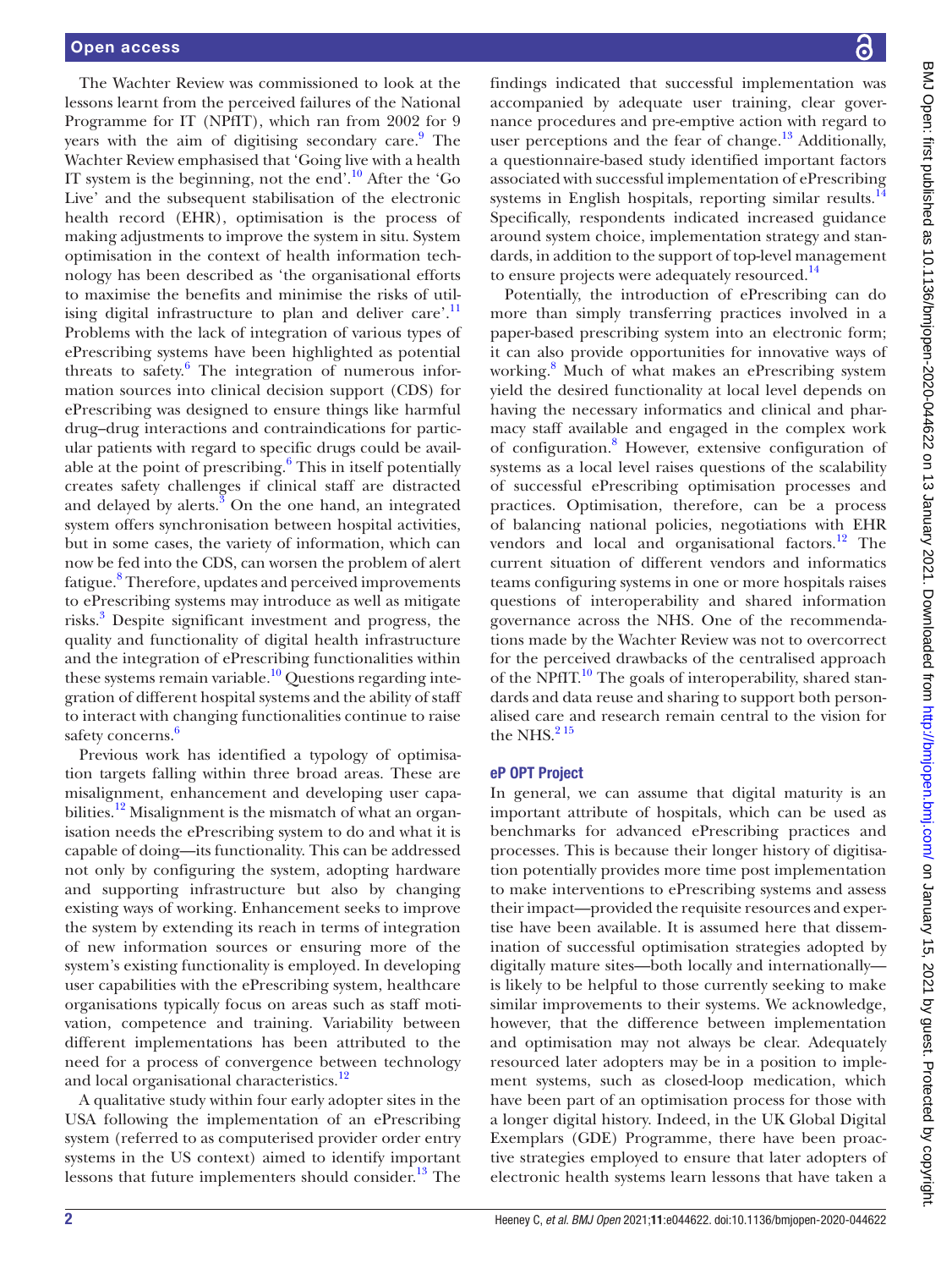The Wachter Review was commissioned to look at the lessons learnt from the perceived failures of the National Programme for IT (NPfIT), which ran from 2002 for 9 years with the aim of digitising secondary care.[9] The Wachter Review emphasised that 'Going live with a health IT system is the beginning, not the end'.[10] After the 'Go Live' and the subsequent stabilisation of the electronic health record (EHR), optimisation is the process of making adjustments to improve the system in situ. System optimisation in the context of health information technology has been described as 'the organisational efforts to maximise the benefits and minimise the risks of utilising digital infrastructure to plan and deliver care'.[11] Problems with the lack of integration of various types of ePrescribing systems have been highlighted as potential threats to safety.[6] The integration of numerous information sources into clinical decision support (CDS) for ePrescribing was designed to ensure things like harmful drug–drug interactions and contraindications for particular patients with regard to specific drugs could be available at the point of prescribing.[6] This in itself potentially creates safety challenges if clinical staff are distracted and delayed by alerts.[3] On the one hand, an integrated system offers synchronisation between hospital activities, but in some cases, the variety of information, which can now be fed into the CDS, can worsen the problem of alert fatigue.[8] Therefore, updates and perceived improvements to ePrescribing systems may introduce as well as mitigate risks.[3] Despite significant investment and progress, the quality and functionality of digital health infrastructure and the integration of ePrescribing functionalities within these systems remain variable.[10] Questions regarding integration of different hospital systems and the ability of staff to interact with changing functionalities continue to raise safety concerns.[6]

Previous work has identified a typology of optimisation targets falling within three broad areas. These are misalignment, enhancement and developing user capabilities.[12] Misalignment is the mismatch of what an organisation needs the ePrescribing system to do and what it is capable of doing—its functionality. This can be addressed not only by configuring the system, adopting hardware and supporting infrastructure but also by changing existing ways of working. Enhancement seeks to improve the system by extending its reach in terms of integration of new information sources or ensuring more of the system's existing functionality is employed. In developing user capabilities with the ePrescribing system, healthcare organisations typically focus on areas such as staff motivation, competence and training. Variability between different implementations has been attributed to the need for a process of convergence between technology and local organisational characteristics.[12]

A qualitative study within four early adopter sites in the USA following the implementation of an ePrescribing system (referred to as computerised provider order entry systems in the US context) aimed to identify important lessons that future implementers should consider.[13] The findings indicated that successful implementation was accompanied by adequate user training, clear governance procedures and pre-emptive action with regard to user perceptions and the fear of change.[13] Additionally, a questionnaire-based study identified important factors associated with successful implementation of ePrescribing systems in English hospitals, reporting similar results.[14] Specifically, respondents indicated increased guidance around system choice, implementation strategy and standards, in addition to the support of top-level management to ensure projects were adequately resourced.[14]

Potentially, the introduction of ePrescribing can do more than simply transferring practices involved in a paper-based prescribing system into an electronic form; it can also provide opportunities for innovative ways of working.[8] Much of what makes an ePrescribing system yield the desired functionality at local level depends on having the necessary informatics and clinical and pharmacy staff available and engaged in the complex work of configuration.[8] However, extensive configuration of systems as a local level raises questions of the scalability of successful ePrescribing optimisation processes and practices. Optimisation, therefore, can be a process of balancing national policies, negotiations with EHR vendors and local and organisational factors.[12] The current situation of different vendors and informatics teams configuring systems in one or more hospitals raises questions of interoperability and shared information governance across the NHS. One of the recommendations made by the Wachter Review was not to overcorrect for the perceived drawbacks of the centralised approach of the NPfIT.[10] The goals of interoperability, shared standards and data reuse and sharing to support both personalised care and research remain central to the vision for the NHS.[2,15]

### eP OPT Project

In general, we can assume that digital maturity is an important attribute of hospitals, which can be used as benchmarks for advanced ePrescribing practices and processes. This is because their longer history of digitisation potentially provides more time post implementation to make interventions to ePrescribing systems and assess their impact—provided the requisite resources and expertise have been available. It is assumed here that dissemination of successful optimisation strategies adopted by digitally mature sites—both locally and internationally—is likely to be helpful to those currently seeking to make similar improvements to their systems. We acknowledge, however, that the difference between implementation and optimisation may not always be clear. Adequately resourced later adopters may be in a position to implement systems, such as closed-loop medication, which have been part of an optimisation process for those with a longer digital history. Indeed, in the UK Global Digital Exemplars (GDE) Programme, there have been proactive strategies employed to ensure that later adopters of electronic health systems learn lessons that have taken a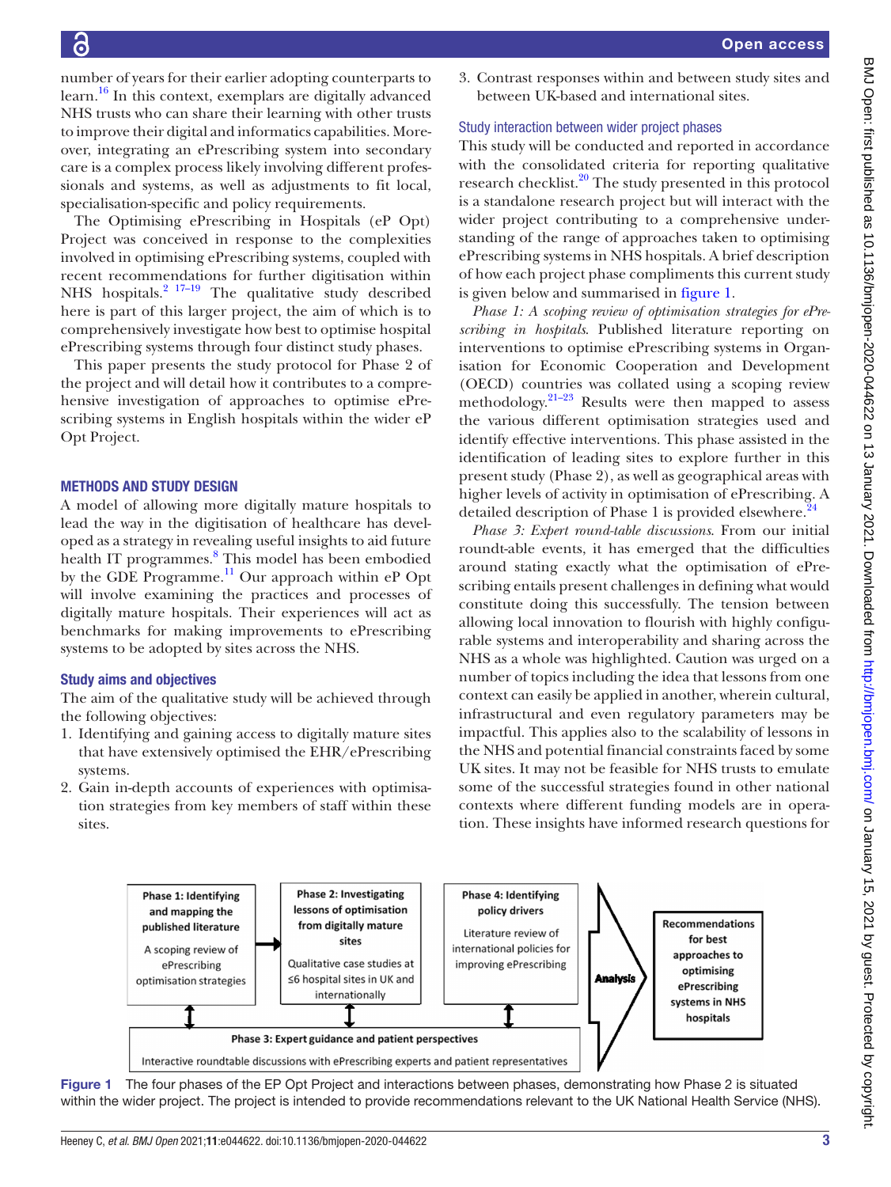number of years for their earlier adopting counterparts to learn.[16] In this context, exemplars are digitally advanced NHS trusts who can share their learning with other trusts to improve their digital and informatics capabilities. Moreover, integrating an ePrescribing system into secondary care is a complex process likely involving different professionals and systems, as well as adjustments to fit local, specialisation-specific and policy requirements.

The Optimising ePrescribing in Hospitals (eP Opt) Project was conceived in response to the complexities involved in optimising ePrescribing systems, coupled with recent recommendations for further digitisation within NHS hospitals.[2 17–19] The qualitative study described here is part of this larger project, the aim of which is to comprehensively investigate how best to optimise hospital ePrescribing systems through four distinct study phases.

This paper presents the study protocol for Phase 2 of the project and will detail how it contributes to a comprehensive investigation of approaches to optimise ePrescribing systems in English hospitals within the wider eP Opt Project.

## METHODS AND STUDY DESIGN

A model of allowing more digitally mature hospitals to lead the way in the digitisation of healthcare has developed as a strategy in revealing useful insights to aid future health IT programmes.[8] This model has been embodied by the GDE Programme.[11] Our approach within eP Opt will involve examining the practices and processes of digitally mature hospitals. Their experiences will act as benchmarks for making improvements to ePrescribing systems to be adopted by sites across the NHS.

### Study aims and objectives

The aim of the qualitative study will be achieved through the following objectives:

1. Identifying and gaining access to digitally mature sites that have extensively optimised the EHR/ePrescribing systems.
2. Gain in-depth accounts of experiences with optimisation strategies from key members of staff within these sites.
3. Contrast responses within and between study sites and between UK-based and international sites.

### Study interaction between wider project phases

This study will be conducted and reported in accordance with the consolidated criteria for reporting qualitative research checklist.[20] The study presented in this protocol is a standalone research project but will interact with the wider project contributing to a comprehensive understanding of the range of approaches taken to optimising ePrescribing systems in NHS hospitals. A brief description of how each project phase compliments this current study is given below and summarised in figure 1.

*Phase 1: A scoping review of optimisation strategies for ePrescribing in hospitals*. Published literature reporting on interventions to optimise ePrescribing systems in Organisation for Economic Cooperation and Development (OECD) countries was collated using a scoping review methodology.[21–23] Results were then mapped to assess the various different optimisation strategies used and identify effective interventions. This phase assisted in the identification of leading sites to explore further in this present study (Phase 2), as well as geographical areas with higher levels of activity in optimisation of ePrescribing. A detailed description of Phase 1 is provided elsewhere.[24]

*Phase 3: Expert round-table discussions*. From our initial roundtable events, it has emerged that the difficulties around stating exactly what the optimisation of ePrescribing entails present challenges in defining what would constitute doing this successfully. The tension between allowing local innovation to flourish with highly configurable systems and interoperability and sharing across the NHS as a whole was highlighted. Caution was urged on a number of topics including the idea that lessons from one context can easily be applied in another, wherein cultural, infrastructural and even regulatory parameters may be impactful. This applies also to the scalability of lessons in the NHS and potential financial constraints faced by some UK sites. It may not be feasible for NHS trusts to emulate some of the successful strategies found in other national contexts where different funding models are in operation. These insights have informed research questions for

Phase 1: Identifying and mapping the published literature — A scoping review of ePrescribing optimisation strategies

Phase 2: Investigating lessons of optimisation from digitally mature sites — Qualitative case studies at ≤6 hospital sites in UK and internationally

Phase 4: Identifying policy drivers — Literature review of international policies for improving ePrescribing

Phase 3: Expert guidance and patient perspectives — Interactive roundtable discussions with ePrescribing experts and patient representatives

Analysis → Recommendations for best approaches to optimising ePrescribing systems in NHS hospitals

Figure 1 The four phases of the EP Opt Project and interactions between phases, demonstrating how Phase 2 is situated within the wider project. The project is intended to provide recommendations relevant to the UK National Health Service (NHS).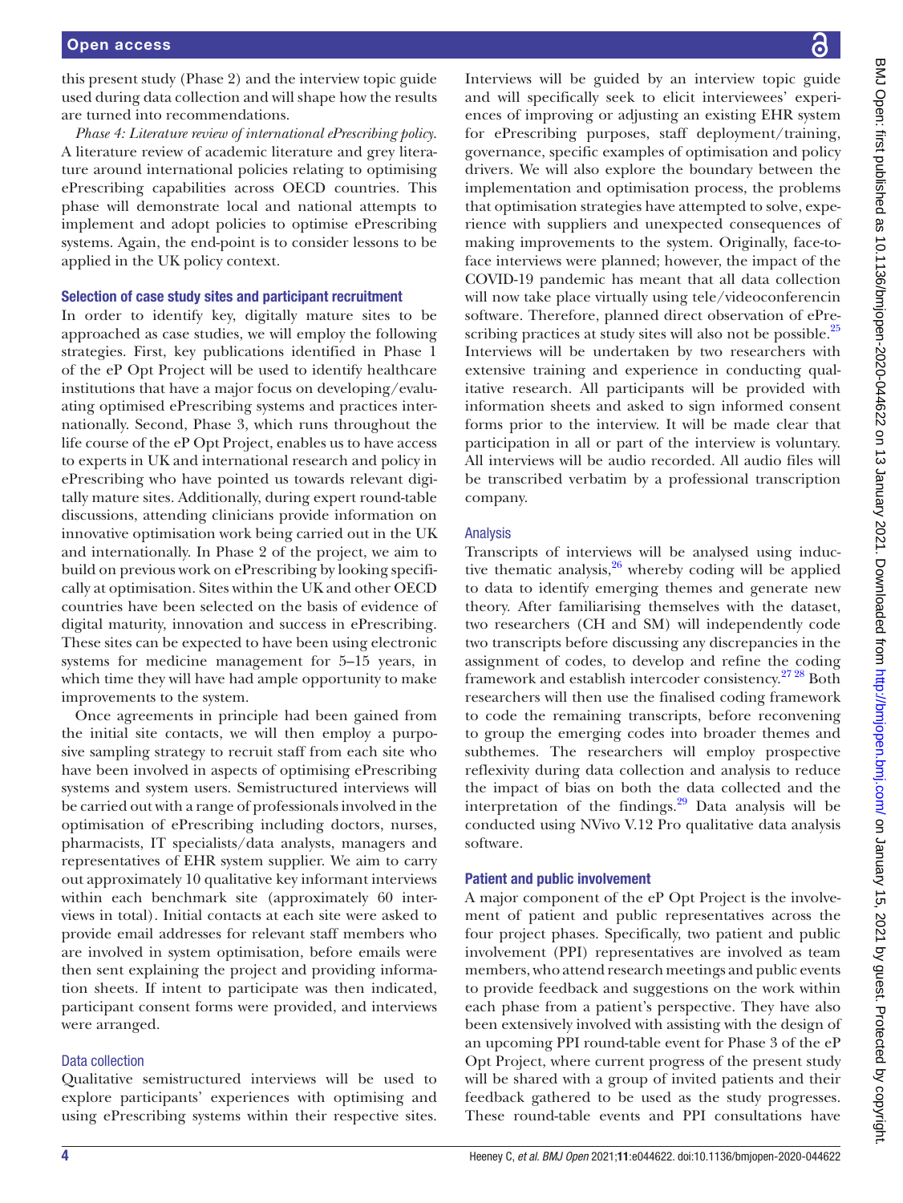this present study (Phase 2) and the interview topic guide used during data collection and will shape how the results are turned into recommendations.

*Phase 4: Literature review of international ePrescribing policy.* A literature review of academic literature and grey literature around international policies relating to optimising ePrescribing capabilities across OECD countries. This phase will demonstrate local and national attempts to implement and adopt policies to optimise ePrescribing systems. Again, the end-point is to consider lessons to be applied in the UK policy context.

### Selection of case study sites and participant recruitment

In order to identify key, digitally mature sites to be approached as case studies, we will employ the following strategies. First, key publications identified in Phase 1 of the eP Opt Project will be used to identify healthcare institutions that have a major focus on developing/evaluating optimised ePrescribing systems and practices internationally. Second, Phase 3, which runs throughout the life course of the eP Opt Project, enables us to have access to experts in UK and international research and policy in ePrescribing who have pointed us towards relevant digitally mature sites. Additionally, during expert round-table discussions, attending clinicians provide information on innovative optimisation work being carried out in the UK and internationally. In Phase 2 of the project, we aim to build on previous work on ePrescribing by looking specifically at optimisation. Sites within the UK and other OECD countries have been selected on the basis of evidence of digital maturity, innovation and success in ePrescribing. These sites can be expected to have been using electronic systems for medicine management for 5–15 years, in which time they will have had ample opportunity to make improvements to the system.

Once agreements in principle had been gained from the initial site contacts, we will then employ a purposive sampling strategy to recruit staff from each site who have been involved in aspects of optimising ePrescribing systems and system users. Semistructured interviews will be carried out with a range of professionals involved in the optimisation of ePrescribing including doctors, nurses, pharmacists, IT specialists/data analysts, managers and representatives of EHR system supplier. We aim to carry out approximately 10 qualitative key informant interviews within each benchmark site (approximately 60 interviews in total). Initial contacts at each site were asked to provide email addresses for relevant staff members who are involved in system optimisation, before emails were then sent explaining the project and providing information sheets. If intent to participate was then indicated, participant consent forms were provided, and interviews were arranged.

### Data collection

Qualitative semistructured interviews will be used to explore participants' experiences with optimising and using ePrescribing systems within their respective sites. Interviews will be guided by an interview topic guide and will specifically seek to elicit interviewees' experiences of improving or adjusting an existing EHR system for ePrescribing purposes, staff deployment/training, governance, specific examples of optimisation and policy drivers. We will also explore the boundary between the implementation and optimisation process, the problems that optimisation strategies have attempted to solve, experience with suppliers and unexpected consequences of making improvements to the system. Originally, face-to-face interviews were planned; however, the impact of the COVID-19 pandemic has meant that all data collection will now take place virtually using tele/videoconferencin software. Therefore, planned direct observation of ePrescribing practices at study sites will also not be possible.[25] Interviews will be undertaken by two researchers with extensive training and experience in conducting qualitative research. All participants will be provided with information sheets and asked to sign informed consent forms prior to the interview. It will be made clear that participation in all or part of the interview is voluntary. All interviews will be audio recorded. All audio files will be transcribed verbatim by a professional transcription company.

### Analysis

Transcripts of interviews will be analysed using inductive thematic analysis,[26] whereby coding will be applied to data to identify emerging themes and generate new theory. After familiarising themselves with the dataset, two researchers (CH and SM) will independently code two transcripts before discussing any discrepancies in the assignment of codes, to develop and refine the coding framework and establish intercoder consistency.[27 28] Both researchers will then use the finalised coding framework to code the remaining transcripts, before reconvening to group the emerging codes into broader themes and subthemes. The researchers will employ prospective reflexivity during data collection and analysis to reduce the impact of bias on both the data collected and the interpretation of the findings.[29] Data analysis will be conducted using NVivo V.12 Pro qualitative data analysis software.

### Patient and public involvement

A major component of the eP Opt Project is the involvement of patient and public representatives across the four project phases. Specifically, two patient and public involvement (PPI) representatives are involved as team members, who attend research meetings and public events to provide feedback and suggestions on the work within each phase from a patient's perspective. They have also been extensively involved with assisting with the design of an upcoming PPI round-table event for Phase 3 of the eP Opt Project, where current progress of the present study will be shared with a group of invited patients and their feedback gathered to be used as the study progresses. These round-table events and PPI consultations have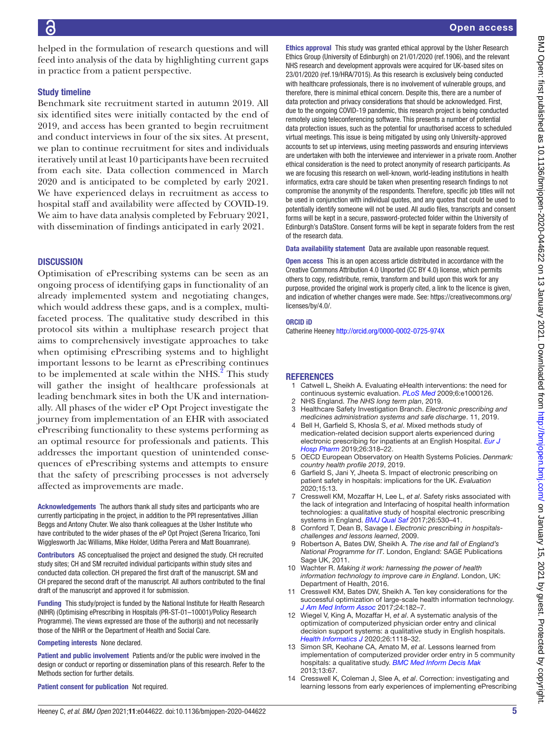helped in the formulation of research questions and will feed into analysis of the data by highlighting current gaps in practice from a patient perspective.

### Study timeline

Benchmark site recruitment started in autumn 2019. All six identified sites were initially contacted by the end of 2019, and access has been granted to begin recruitment and conduct interviews in four of the six sites. At present, we plan to continue recruitment for sites and individuals iteratively until at least 10 participants have been recruited from each site. Data collection commenced in March 2020 and is anticipated to be completed by early 2021. We have experienced delays in recruitment as access to hospital staff and availability were affected by COVID-19. We aim to have data analysis completed by February 2021, with dissemination of findings anticipated in early 2021.

## DISCUSSION

Optimisation of ePrescribing systems can be seen as an ongoing process of identifying gaps in functionality of an already implemented system and negotiating changes, which would address these gaps, and is a complex, multi-faceted process. The qualitative study described in this protocol sits within a multiphase research project that aims to comprehensively investigate approaches to take when optimising ePrescribing systems and to highlight important lessons to be learnt as ePrescribing continues to be implemented at scale within the NHS.[2] This study will gather the insight of healthcare professionals at leading benchmark sites in both the UK and internationally. All phases of the wider eP Opt Project investigate the journey from implementation of an EHR with associated ePrescribing functionality to these systems performing as an optimal resource for professionals and patients. This addresses the important question of unintended consequences of ePrescribing systems and attempts to ensure that the safety of prescribing processes is not adversely affected as improvements are made.

**Acknowledgements** The authors thank all study sites and participants who are currently participating in the project, in addition to the PPI representatives Jillian Beggs and Antony Chuter. We also thank colleagues at the Usher Institute who have contributed to the wider phases of the eP Opt Project (Serena Tricarico, Toni Wigglesworth Jac Williams, Mike Holder, Uditha Perera and Matt Bouamrane).

**Contributors** AS conceptualised the project and designed the study. CH recruited study sites; CH and SM recruited individual participants within study sites and conducted data collection. CH prepared the first draft of the manuscript. SM and CH prepared the second draft of the manuscript. All authors contributed to the final draft of the manuscript and approved it for submission.

**Funding** This study/project is funded by the National Institute for Health Research (NIHR) (Optimising ePrescribing in Hospitals (PR-ST-01–10001)/Policy Research Programme). The views expressed are those of the author(s) and not necessarily those of the NIHR or the Department of Health and Social Care.

**Competing interests** None declared.

**Patient and public involvement** Patients and/or the public were involved in the design or conduct or reporting or dissemination plans of this research. Refer to the Methods section for further details.

**Patient consent for publication** Not required.

**Ethics approval** This study was granted ethical approval by the Usher Research Ethics Group (University of Edinburgh) on 21/01/2020 (ref.1906), and the relevant NHS research and development approvals were acquired for UK-based sites on 23/01/2020 (ref.19/HRA/7015). As this research is exclusively being conducted with healthcare professionals, there is no involvement of vulnerable groups, and therefore, there is minimal ethical concern. Despite this, there are a number of data protection and privacy considerations that should be acknowledged. First, due to the ongoing COVID-19 pandemic, this research project is being conducted remotely using teleconferencing software. This presents a number of potential data protection issues, such as the potential for unauthorised access to scheduled virtual meetings. This issue is being mitigated by using only University-approved accounts to set up interviews, using meeting passwords and ensuring interviews are undertaken with both the interviewee and interviewer in a private room. Another ethical consideration is the need to protect anonymity of research participants. As we are focusing this research on well-known, world-leading institutions in health informatics, extra care should be taken when presenting research findings to not compromise the anonymity of the respondents. Therefore, specific job titles will not be used in conjunction with individual quotes, and any quotes that could be used to potentially identify someone will not be used. All audio files, transcripts and consent forms will be kept in a secure, password-protected folder within the University of Edinburgh's DataStore. Consent forms will be kept in separate folders from the rest of the research data.

**Data availability statement** Data are available upon reasonable request.

**Open access** This is an open access article distributed in accordance with the Creative Commons Attribution 4.0 Unported (CC BY 4.0) license, which permits others to copy, redistribute, remix, transform and build upon this work for any purpose, provided the original work is properly cited, a link to the licence is given, and indication of whether changes were made. See: https://creativecommons.org/licenses/by/4.0/.

**ORCID iD**

Catherine Heeney http://orcid.org/0000-0002-0725-974X

## REFERENCES

1. Catwell L, Sheikh A. Evaluating eHealth interventions: the need for continuous systemic evaluation. *PLoS Med* 2009;6:e1000126.
2. NHS England. *The NHS long term plan*, 2019.
3. Healthcare Safety Investigation Branch. *Electronic prescribing and medicines administration systems and safe discharge*. 11, 2019.
4. Bell H, Garfield S, Khosla S, *et al*. Mixed methods study of medication-related decision support alerts experienced during electronic prescribing for inpatients at an English Hospital. *Eur J Hosp Pharm* 2019;26:318–22.
5. OECD European Observatory on Health Systems Policies. *Denmark: country health profile 2019*, 2019.
6. Garfield S, Jani Y, Jheeta S. Impact of electronic prescribing on patient safety in hospitals: implications for the UK. *Evaluation* 2020;15:13.
7. Cresswell KM, Mozaffar H, Lee L, *et al*. Safety risks associated with the lack of integration and Interfacing of hospital health information technologies: a qualitative study of hospital electronic prescribing systems in England. *BMJ Qual Saf* 2017;26:530–41.
8. Cornford T, Dean B, Savage I. *Electronic prescribing in hospitals-challenges and lessons learned*, 2009.
9. Robertson A, Bates DW, Sheikh A. *The rise and fall of England's National Programme for IT*. London, England: SAGE Publications Sage UK, 2011.
10. Wachter R. *Making it work: harnessing the power of health information technology to improve care in England*. London, UK: Department of Health, 2016.
11. Cresswell KM, Bates DW, Sheikh A. Ten key considerations for the successful optimization of large-scale health information technology. *J Am Med Inform Assoc* 2017;24:182–7.
12. Wiegel V, King A, Mozaffar H, *et al*. A systematic analysis of the optimization of computerized physician order entry and clinical decision support systems: a qualitative study in English hospitals. *Health Informatics J* 2020;26:1118–32.
13. Simon SR, Keohane CA, Amato M, *et al*. Lessons learned from implementation of computerized provider order entry in 5 community hospitals: a qualitative study. *BMC Med Inform Decis Mak* 2013;13:67.
14. Cresswell K, Coleman J, Slee A, *et al*. Correction: investigating and learning lessons from early experiences of implementing ePrescribing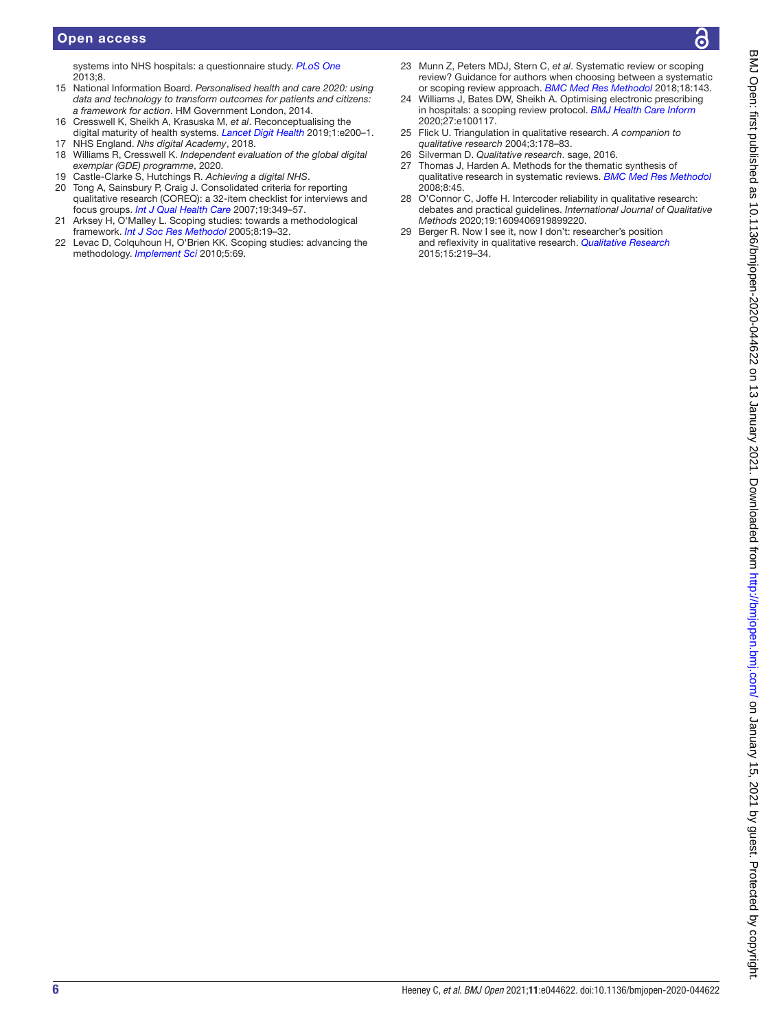systems into NHS hospitals: a questionnaire study. *PLoS One* 2013;8.

15 National Information Board. *Personalised health and care 2020: using data and technology to transform outcomes for patients and citizens: a framework for action*. HM Government London, 2014.
16 Cresswell K, Sheikh A, Krasuska M, *et al*. Reconceptualising the digital maturity of health systems. *Lancet Digit Health* 2019;1:e200–1.
17 NHS England. *Nhs digital Academy*, 2018.
18 Williams R, Cresswell K. *Independent evaluation of the global digital exemplar (GDE) programme*, 2020.
19 Castle-Clarke S, Hutchings R. *Achieving a digital NHS*.
20 Tong A, Sainsbury P, Craig J. Consolidated criteria for reporting qualitative research (COREQ): a 32-item checklist for interviews and focus groups. *Int J Qual Health Care* 2007;19:349–57.
21 Arksey H, O'Malley L. Scoping studies: towards a methodological framework. *Int J Soc Res Methodol* 2005;8:19–32.
22 Levac D, Colquhoun H, O'Brien KK. Scoping studies: advancing the methodology. *Implement Sci* 2010;5:69.
23 Munn Z, Peters MDJ, Stern C, *et al*. Systematic review or scoping review? Guidance for authors when choosing between a systematic or scoping review approach. *BMC Med Res Methodol* 2018;18:143.
24 Williams J, Bates DW, Sheikh A. Optimising electronic prescribing in hospitals: a scoping review protocol. *BMJ Health Care Inform* 2020;27:e100117.
25 Flick U. Triangulation in qualitative research. *A companion to qualitative research* 2004;3:178–83.
26 Silverman D. *Qualitative research*. sage, 2016.
27 Thomas J, Harden A. Methods for the thematic synthesis of qualitative research in systematic reviews. *BMC Med Res Methodol* 2008;8:45.
28 O'Connor C, Joffe H. Intercoder reliability in qualitative research: debates and practical guidelines. *International Journal of Qualitative Methods* 2020;19:1609406919899220.
29 Berger R. Now I see it, now I don't: researcher's position and reflexivity in qualitative research. *Qualitative Research* 2015;15:219–34.